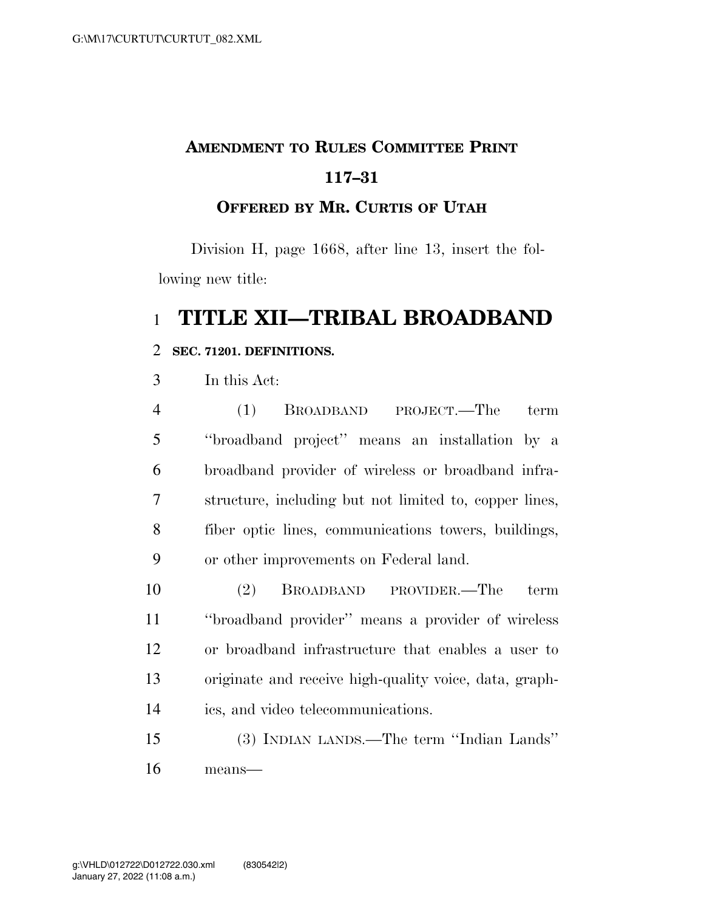# AMENDMENT TO RULES COMMITTEE PRINT 117–31

## OFFERED BY MR. CURTIS OF UTAH

Division H, page 1668, after line 13, insert the following new title:

# TITLE XII—TRIBAL BROADBAND

**SEC. 71201. DEFINITIONS.**

In this Act:

(1) BROADBAND PROJECT.—The term ''broadband project'' means an installation by a broadband provider of wireless or broadband infrastructure, including but not limited to, copper lines, fiber optic lines, communications towers, buildings, or other improvements on Federal land.

(2) BROADBAND PROVIDER.—The term ''broadband provider'' means a provider of wireless or broadband infrastructure that enables a user to originate and receive high-quality voice, data, graphics, and video telecommunications.

(3) INDIAN LANDS.—The term ''Indian Lands'' means—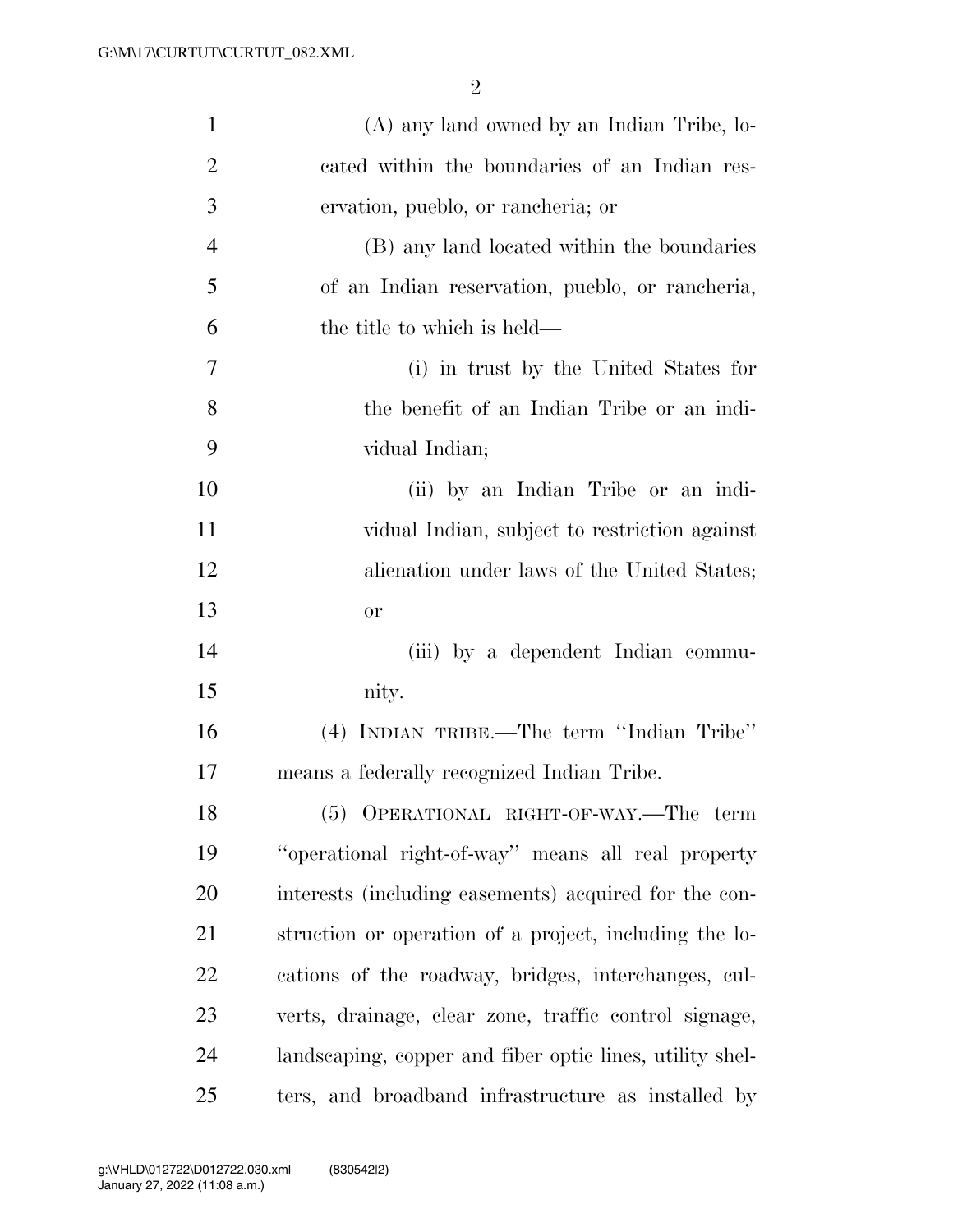(A) any land owned by an Indian Tribe, located within the boundaries of an Indian reservation, pueblo, or rancheria; or

(B) any land located within the boundaries of an Indian reservation, pueblo, or rancheria, the title to which is held—

(i) in trust by the United States for the benefit of an Indian Tribe or an individual Indian;

(ii) by an Indian Tribe or an individual Indian, subject to restriction against alienation under laws of the United States; or

(iii) by a dependent Indian community.

(4) INDIAN TRIBE.—The term ''Indian Tribe'' means a federally recognized Indian Tribe.

(5) OPERATIONAL RIGHT-OF-WAY.—The term ''operational right-of-way'' means all real property interests (including easements) acquired for the construction or operation of a project, including the locations of the roadway, bridges, interchanges, culverts, drainage, clear zone, traffic control signage, landscaping, copper and fiber optic lines, utility shelters, and broadband infrastructure as installed by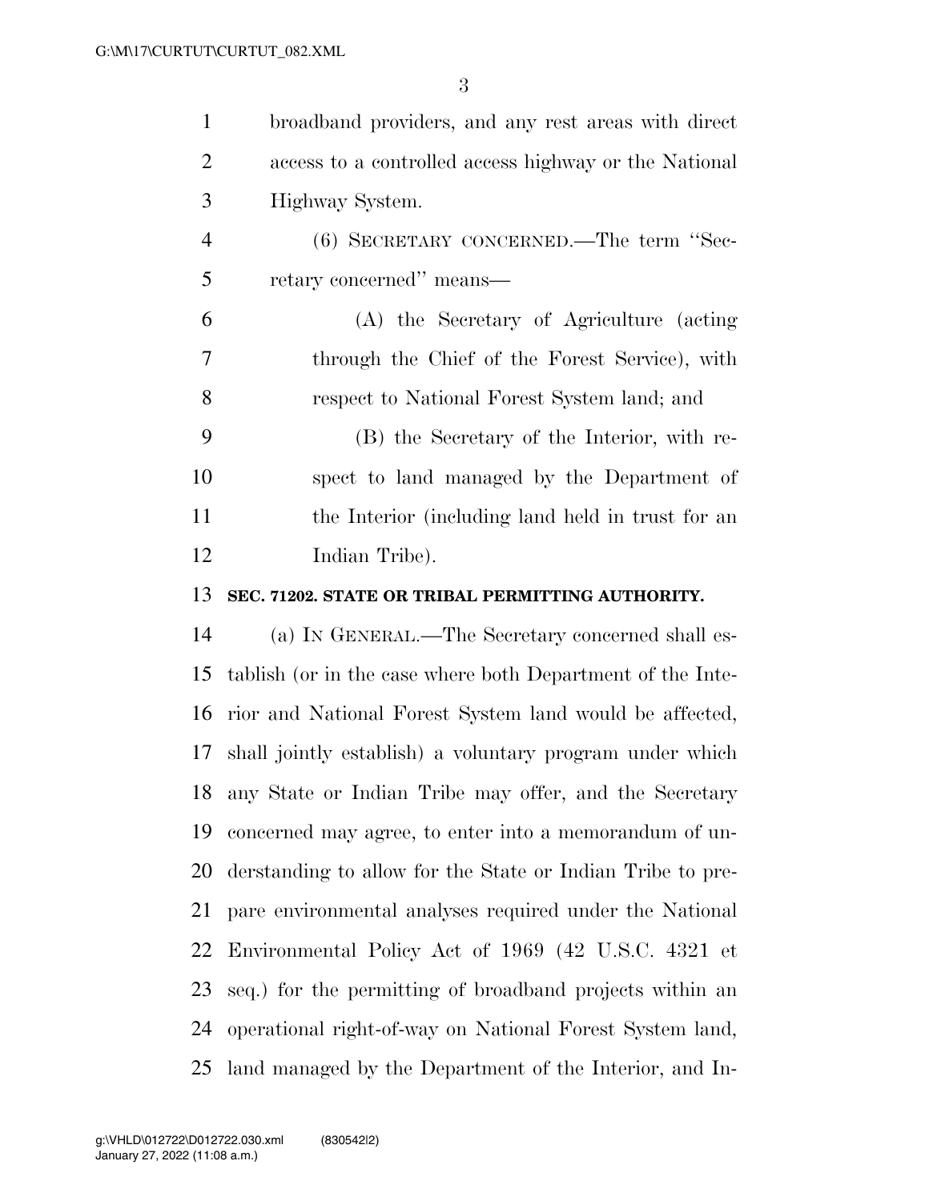broadband providers, and any rest areas with direct access to a controlled access highway or the National Highway System.

(6) SECRETARY CONCERNED.—The term ''Secretary concerned'' means—

(A) the Secretary of Agriculture (acting through the Chief of the Forest Service), with respect to National Forest System land; and

(B) the Secretary of the Interior, with respect to land managed by the Department of the Interior (including land held in trust for an Indian Tribe).

**SEC. 71202. STATE OR TRIBAL PERMITTING AUTHORITY.**

(a) IN GENERAL.—The Secretary concerned shall establish (or in the case where both Department of the Interior and National Forest System land would be affected, shall jointly establish) a voluntary program under which any State or Indian Tribe may offer, and the Secretary concerned may agree, to enter into a memorandum of understanding to allow for the State or Indian Tribe to prepare environmental analyses required under the National Environmental Policy Act of 1969 (42 U.S.C. 4321 et seq.) for the permitting of broadband projects within an operational right-of-way on National Forest System land, land managed by the Department of the Interior, and In-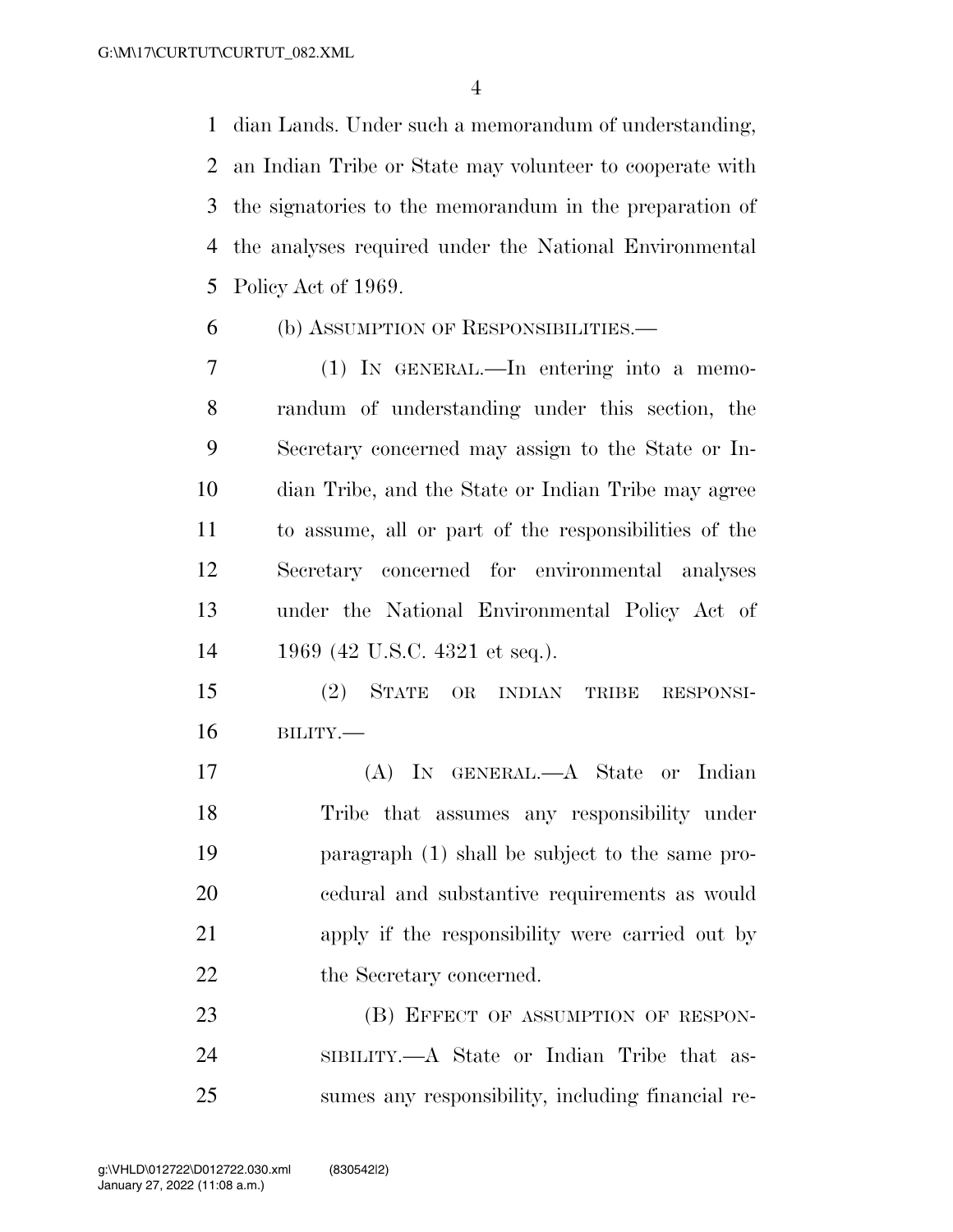dian Lands. Under such a memorandum of understanding, an Indian Tribe or State may volunteer to cooperate with the signatories to the memorandum in the preparation of the analyses required under the National Environmental Policy Act of 1969.

(b) ASSUMPTION OF RESPONSIBILITIES.—

(1) IN GENERAL.—In entering into a memorandum of understanding under this section, the Secretary concerned may assign to the State or Indian Tribe, and the State or Indian Tribe may agree to assume, all or part of the responsibilities of the Secretary concerned for environmental analyses under the National Environmental Policy Act of 1969 (42 U.S.C. 4321 et seq.).

(2) STATE OR INDIAN TRIBE RESPONSIBILITY.—

(A) IN GENERAL.—A State or Indian Tribe that assumes any responsibility under paragraph (1) shall be subject to the same procedural and substantive requirements as would apply if the responsibility were carried out by the Secretary concerned.

(B) EFFECT OF ASSUMPTION OF RESPONSIBILITY.—A State or Indian Tribe that assumes any responsibility, including financial re-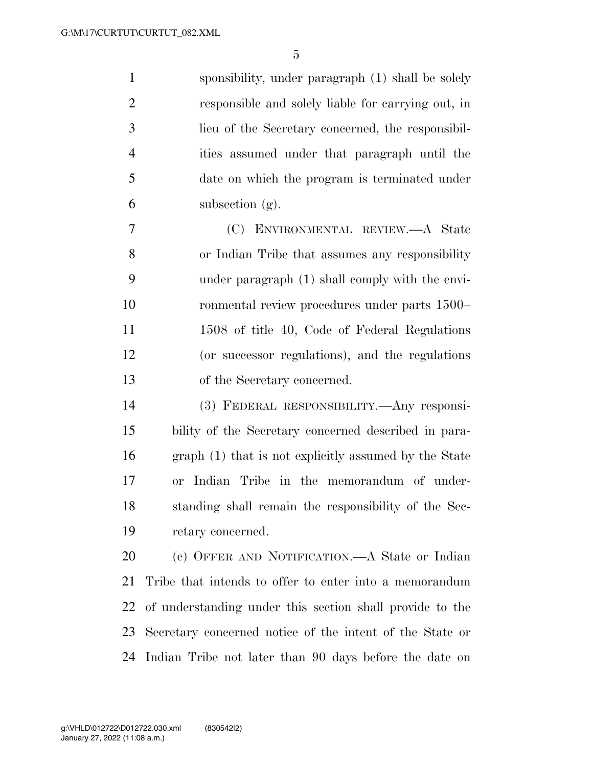sponsibility, under paragraph (1) shall be solely responsible and solely liable for carrying out, in lieu of the Secretary concerned, the responsibilities assumed under that paragraph until the date on which the program is terminated under subsection (g).

(C) ENVIRONMENTAL REVIEW.—A State or Indian Tribe that assumes any responsibility under paragraph (1) shall comply with the environmental review procedures under parts 1500–1508 of title 40, Code of Federal Regulations (or successor regulations), and the regulations of the Secretary concerned.

(3) FEDERAL RESPONSIBILITY.—Any responsibility of the Secretary concerned described in paragraph (1) that is not explicitly assumed by the State or Indian Tribe in the memorandum of understanding shall remain the responsibility of the Secretary concerned.

(c) OFFER AND NOTIFICATION.—A State or Indian Tribe that intends to offer to enter into a memorandum of understanding under this section shall provide to the Secretary concerned notice of the intent of the State or Indian Tribe not later than 90 days before the date on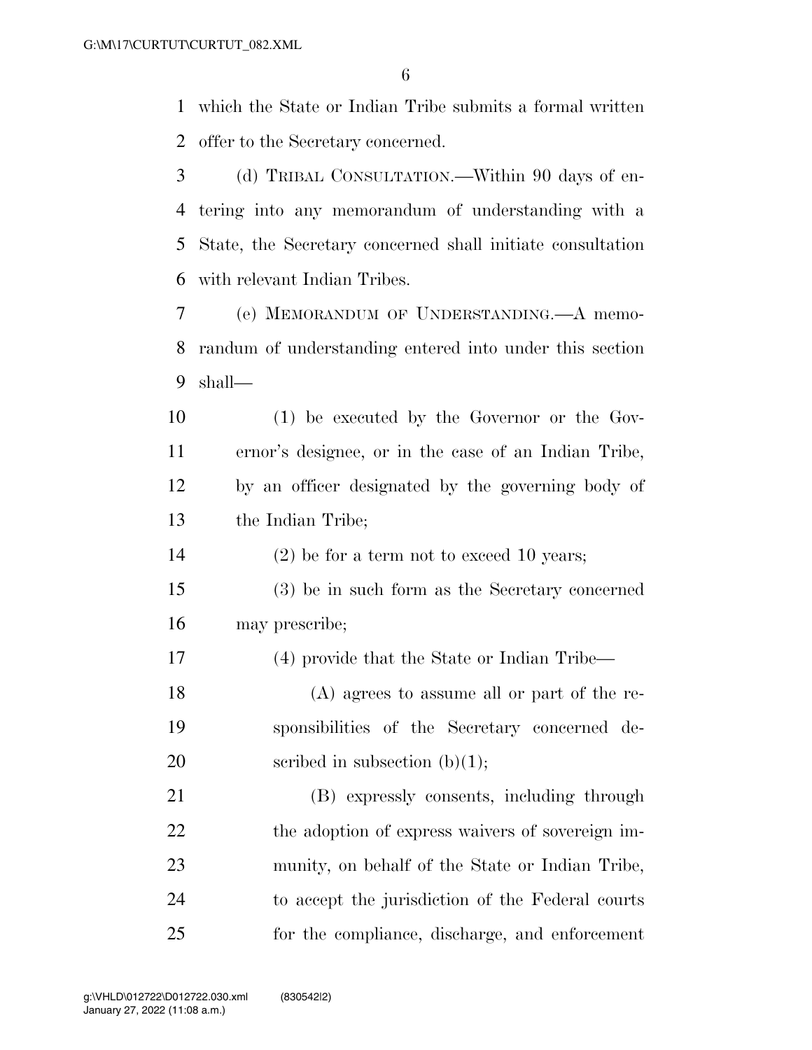which the State or Indian Tribe submits a formal written offer to the Secretary concerned.

(d) TRIBAL CONSULTATION.—Within 90 days of entering into any memorandum of understanding with a State, the Secretary concerned shall initiate consultation with relevant Indian Tribes.

(e) MEMORANDUM OF UNDERSTANDING.—A memorandum of understanding entered into under this section shall—

(1) be executed by the Governor or the Governor's designee, or in the case of an Indian Tribe, by an officer designated by the governing body of the Indian Tribe;

(2) be for a term not to exceed 10 years;

(3) be in such form as the Secretary concerned may prescribe;

(4) provide that the State or Indian Tribe—

(A) agrees to assume all or part of the responsibilities of the Secretary concerned described in subsection (b)(1);

(B) expressly consents, including through the adoption of express waivers of sovereign immunity, on behalf of the State or Indian Tribe, to accept the jurisdiction of the Federal courts for the compliance, discharge, and enforcement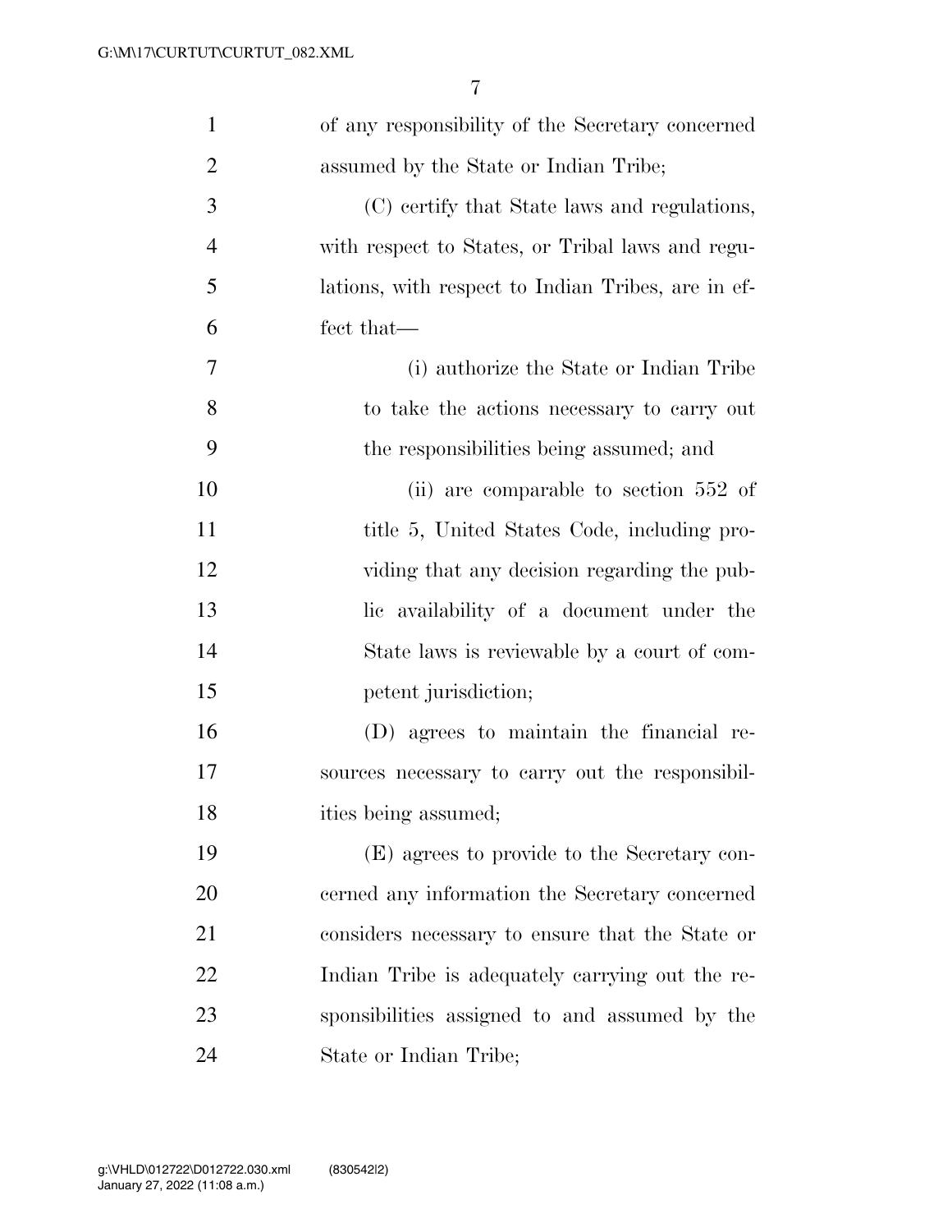of any responsibility of the Secretary concerned assumed by the State or Indian Tribe;

(C) certify that State laws and regulations, with respect to States, or Tribal laws and regulations, with respect to Indian Tribes, are in effect that—

(i) authorize the State or Indian Tribe to take the actions necessary to carry out the responsibilities being assumed; and

(ii) are comparable to section 552 of title 5, United States Code, including providing that any decision regarding the public availability of a document under the State laws is reviewable by a court of competent jurisdiction;

(D) agrees to maintain the financial resources necessary to carry out the responsibilities being assumed;

(E) agrees to provide to the Secretary concerned any information the Secretary concerned considers necessary to ensure that the State or Indian Tribe is adequately carrying out the responsibilities assigned to and assumed by the State or Indian Tribe;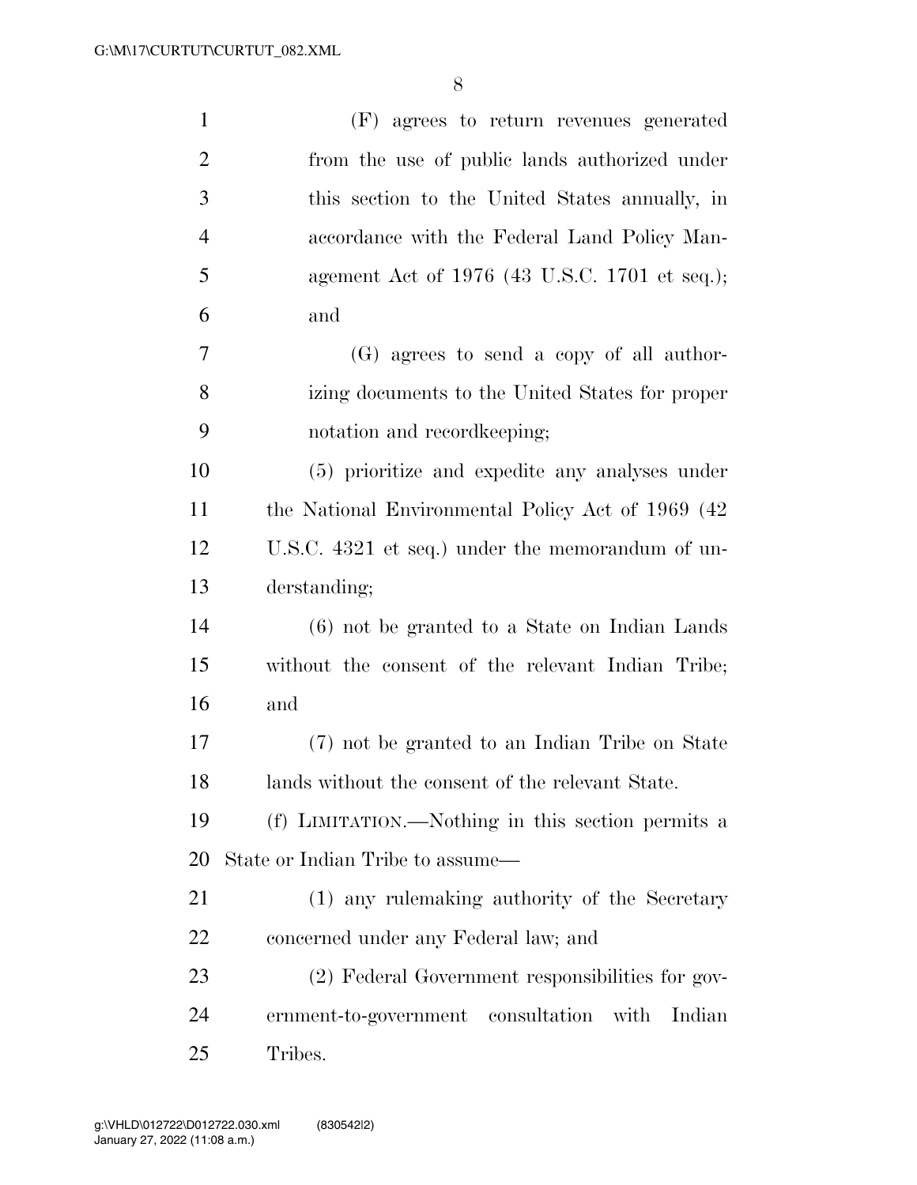(F) agrees to return revenues generated from the use of public lands authorized under this section to the United States annually, in accordance with the Federal Land Policy Management Act of 1976 (43 U.S.C. 1701 et seq.); and

(G) agrees to send a copy of all authorizing documents to the United States for proper notation and recordkeeping;

(5) prioritize and expedite any analyses under the National Environmental Policy Act of 1969 (42 U.S.C. 4321 et seq.) under the memorandum of understanding;

(6) not be granted to a State on Indian Lands without the consent of the relevant Indian Tribe; and

(7) not be granted to an Indian Tribe on State lands without the consent of the relevant State.

(f) LIMITATION.—Nothing in this section permits a State or Indian Tribe to assume—

(1) any rulemaking authority of the Secretary concerned under any Federal law; and

(2) Federal Government responsibilities for government-to-government consultation with Indian Tribes.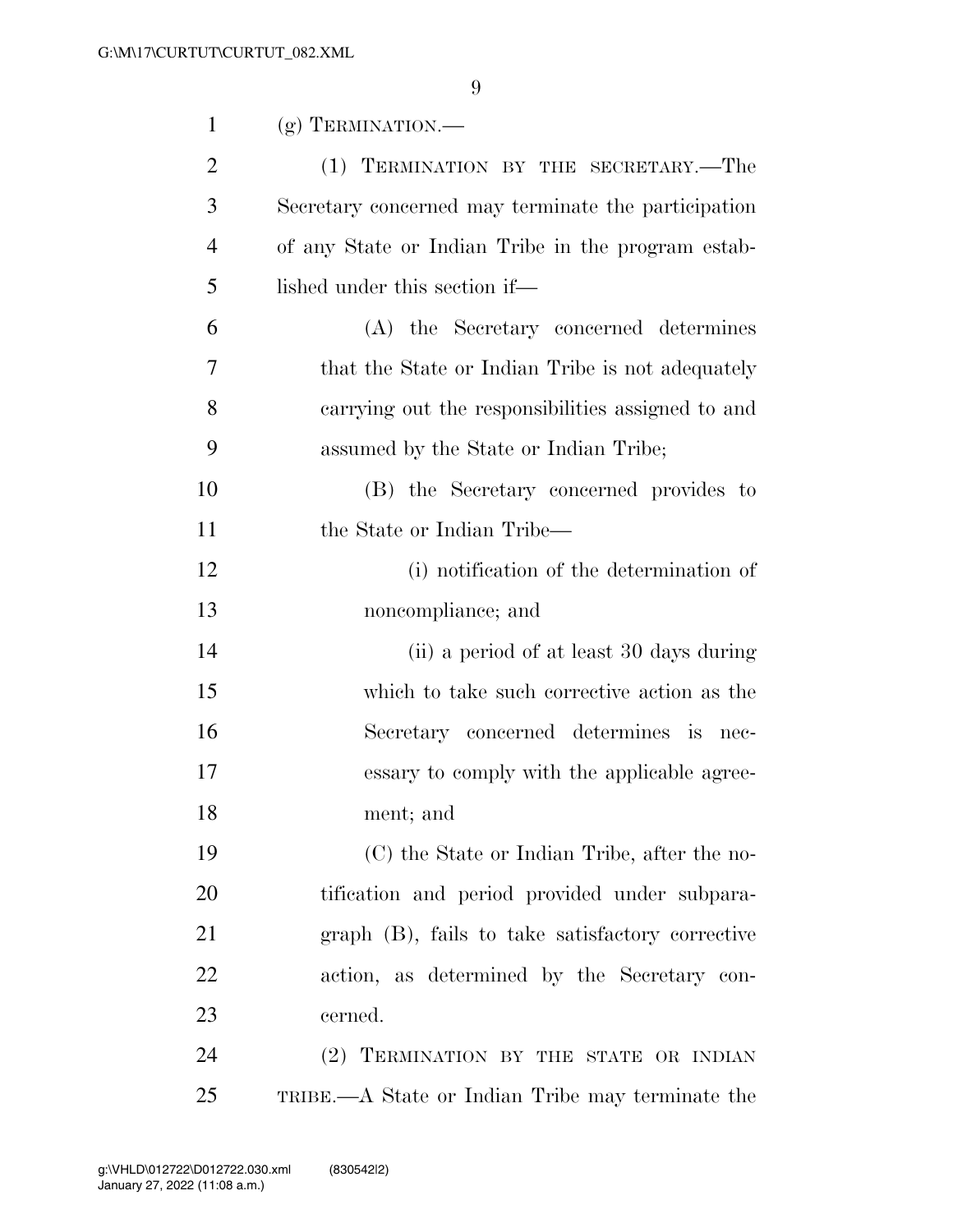(g) TERMINATION.—

(1) TERMINATION BY THE SECRETARY.—The Secretary concerned may terminate the participation of any State or Indian Tribe in the program established under this section if—

(A) the Secretary concerned determines that the State or Indian Tribe is not adequately carrying out the responsibilities assigned to and assumed by the State or Indian Tribe;

(B) the Secretary concerned provides to the State or Indian Tribe—

(i) notification of the determination of noncompliance; and

(ii) a period of at least 30 days during which to take such corrective action as the Secretary concerned determines is necessary to comply with the applicable agreement; and

(C) the State or Indian Tribe, after the notification and period provided under subparagraph (B), fails to take satisfactory corrective action, as determined by the Secretary concerned.

(2) TERMINATION BY THE STATE OR INDIAN TRIBE.—A State or Indian Tribe may terminate the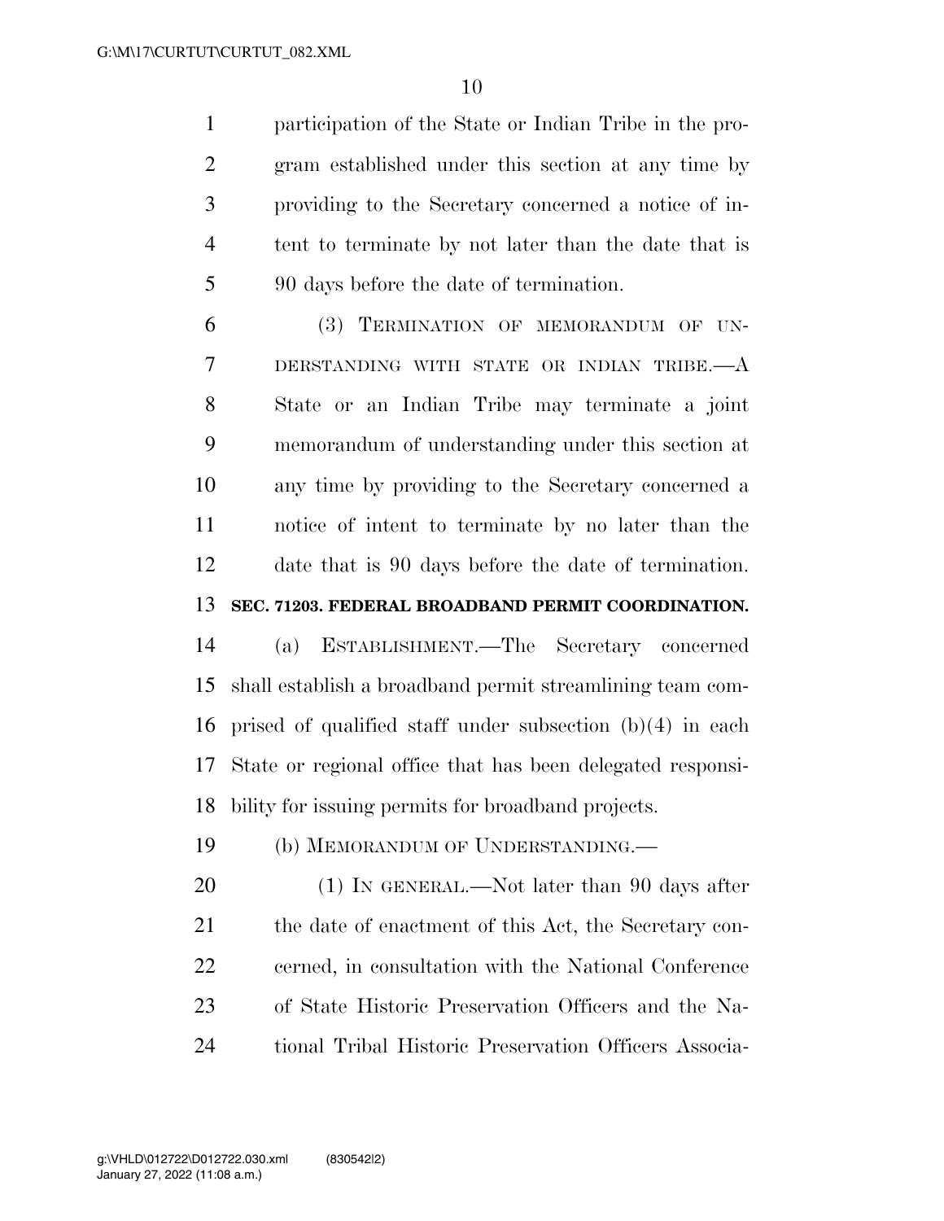participation of the State or Indian Tribe in the program established under this section at any time by providing to the Secretary concerned a notice of intent to terminate by not later than the date that is 90 days before the date of termination.

(3) TERMINATION OF MEMORANDUM OF UNDERSTANDING WITH STATE OR INDIAN TRIBE.—A State or an Indian Tribe may terminate a joint memorandum of understanding under this section at any time by providing to the Secretary concerned a notice of intent to terminate by no later than the date that is 90 days before the date of termination.

**SEC. 71203. FEDERAL BROADBAND PERMIT COORDINATION.**

(a) ESTABLISHMENT.—The Secretary concerned shall establish a broadband permit streamlining team comprised of qualified staff under subsection (b)(4) in each State or regional office that has been delegated responsibility for issuing permits for broadband projects.

(b) MEMORANDUM OF UNDERSTANDING.—

(1) IN GENERAL.—Not later than 90 days after the date of enactment of this Act, the Secretary concerned, in consultation with the National Conference of State Historic Preservation Officers and the National Tribal Historic Preservation Officers Associa-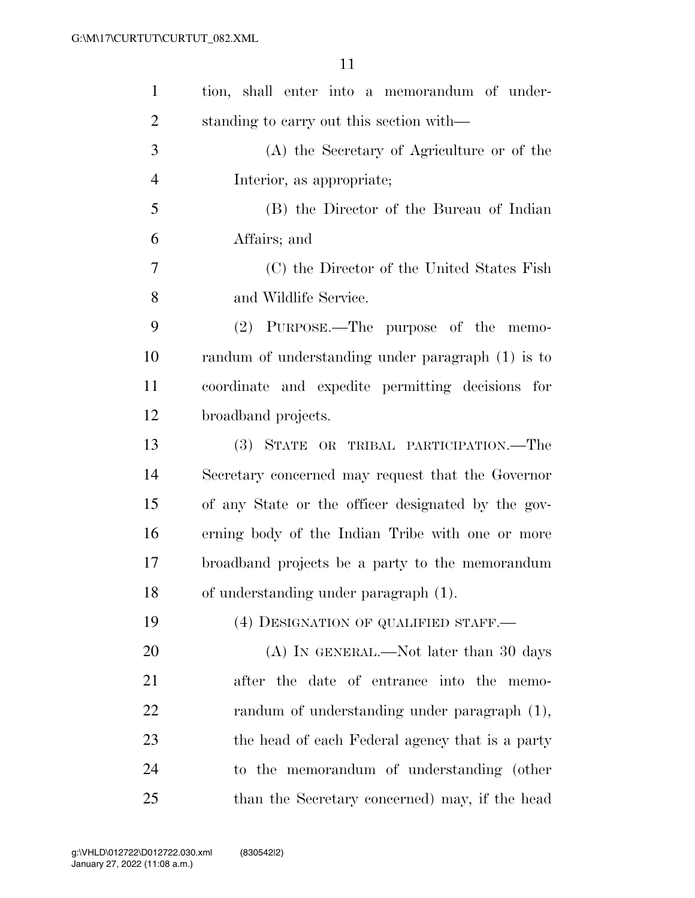tion, shall enter into a memorandum of understanding to carry out this section with—

(A) the Secretary of Agriculture or of the Interior, as appropriate;

(B) the Director of the Bureau of Indian Affairs; and

(C) the Director of the United States Fish and Wildlife Service.

(2) PURPOSE.—The purpose of the memorandum of understanding under paragraph (1) is to coordinate and expedite permitting decisions for broadband projects.

(3) STATE OR TRIBAL PARTICIPATION.—The Secretary concerned may request that the Governor of any State or the officer designated by the governing body of the Indian Tribe with one or more broadband projects be a party to the memorandum of understanding under paragraph (1).

(4) DESIGNATION OF QUALIFIED STAFF.—

(A) IN GENERAL.—Not later than 30 days after the date of entrance into the memorandum of understanding under paragraph (1), the head of each Federal agency that is a party to the memorandum of understanding (other than the Secretary concerned) may, if the head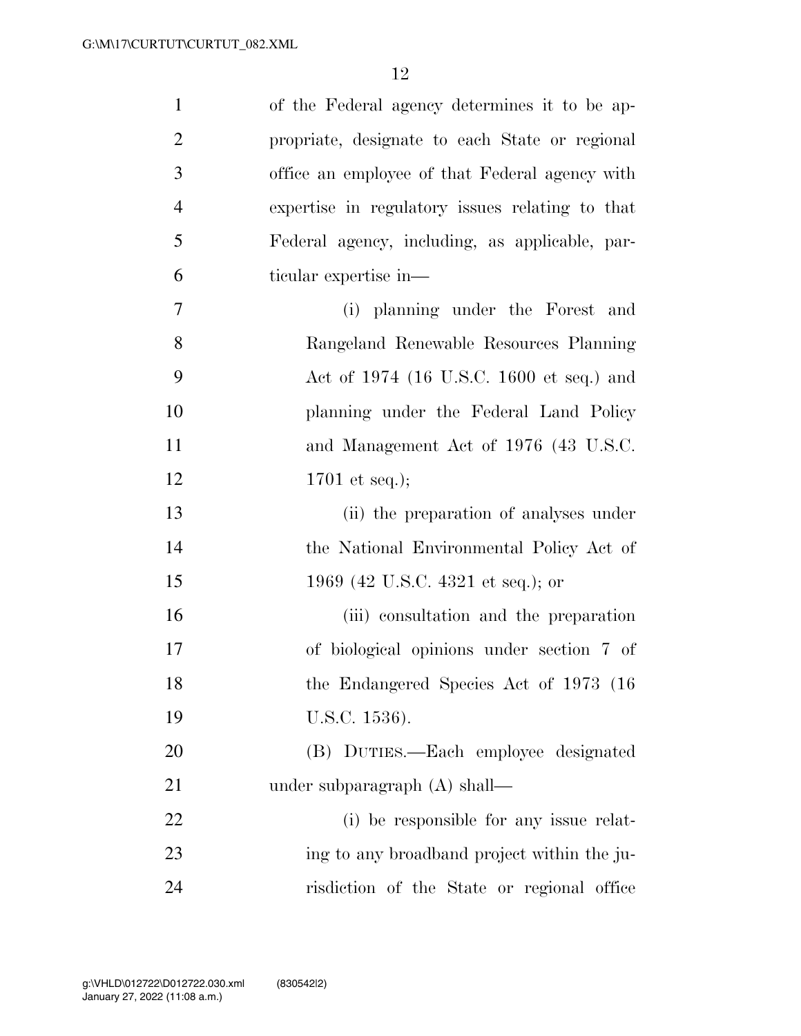of the Federal agency determines it to be appropriate, designate to each State or regional office an employee of that Federal agency with expertise in regulatory issues relating to that Federal agency, including, as applicable, particular expertise in—

(i) planning under the Forest and Rangeland Renewable Resources Planning Act of 1974 (16 U.S.C. 1600 et seq.) and planning under the Federal Land Policy and Management Act of 1976 (43 U.S.C. 1701 et seq.);

(ii) the preparation of analyses under the National Environmental Policy Act of 1969 (42 U.S.C. 4321 et seq.); or

(iii) consultation and the preparation of biological opinions under section 7 of the Endangered Species Act of 1973 (16 U.S.C. 1536).

(B) DUTIES.—Each employee designated under subparagraph (A) shall—

(i) be responsible for any issue relating to any broadband project within the jurisdiction of the State or regional office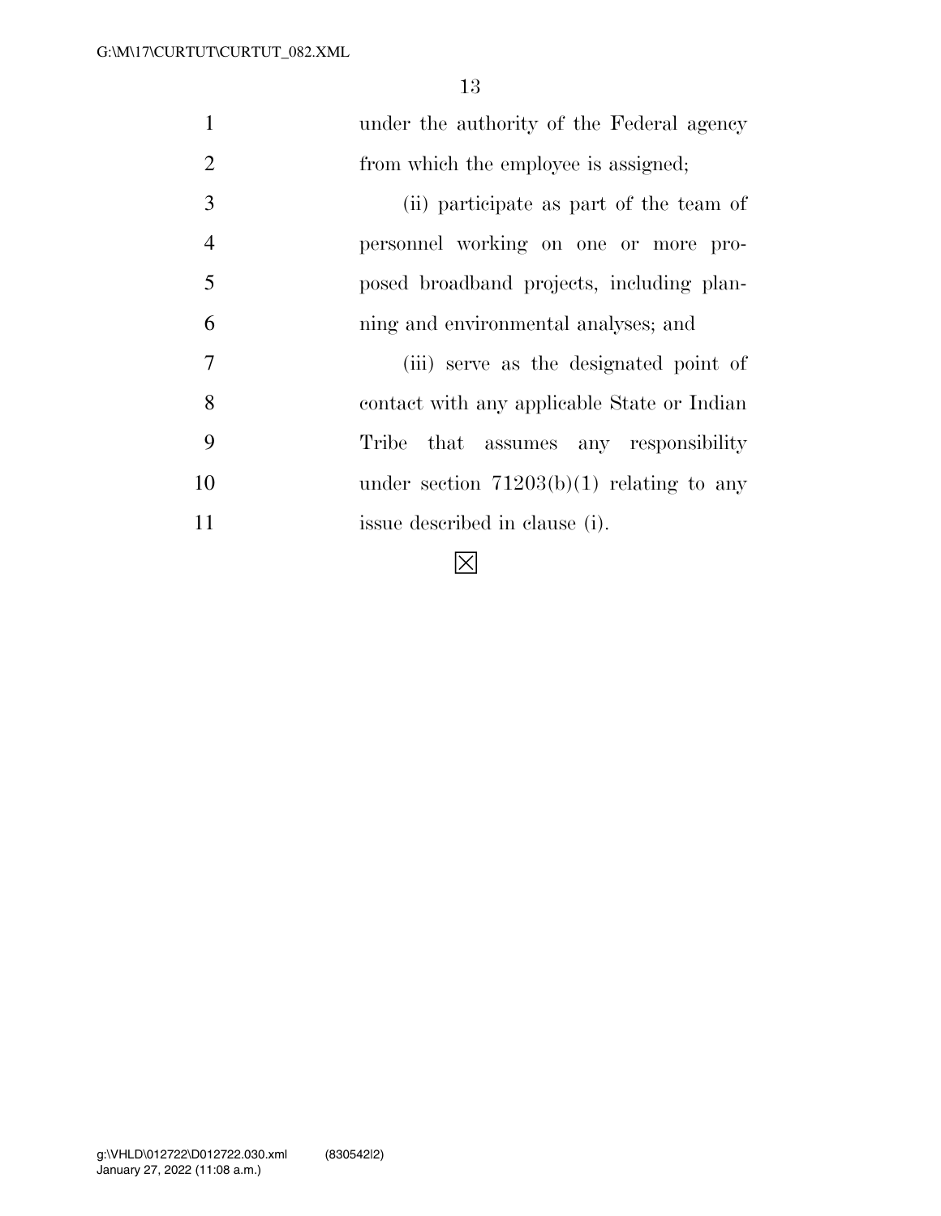under the authority of the Federal agency from which the employee is assigned;

(ii) participate as part of the team of personnel working on one or more proposed broadband projects, including planning and environmental analyses; and

(iii) serve as the designated point of contact with any applicable State or Indian Tribe that assumes any responsibility under section 71203(b)(1) relating to any issue described in clause (i).

☒